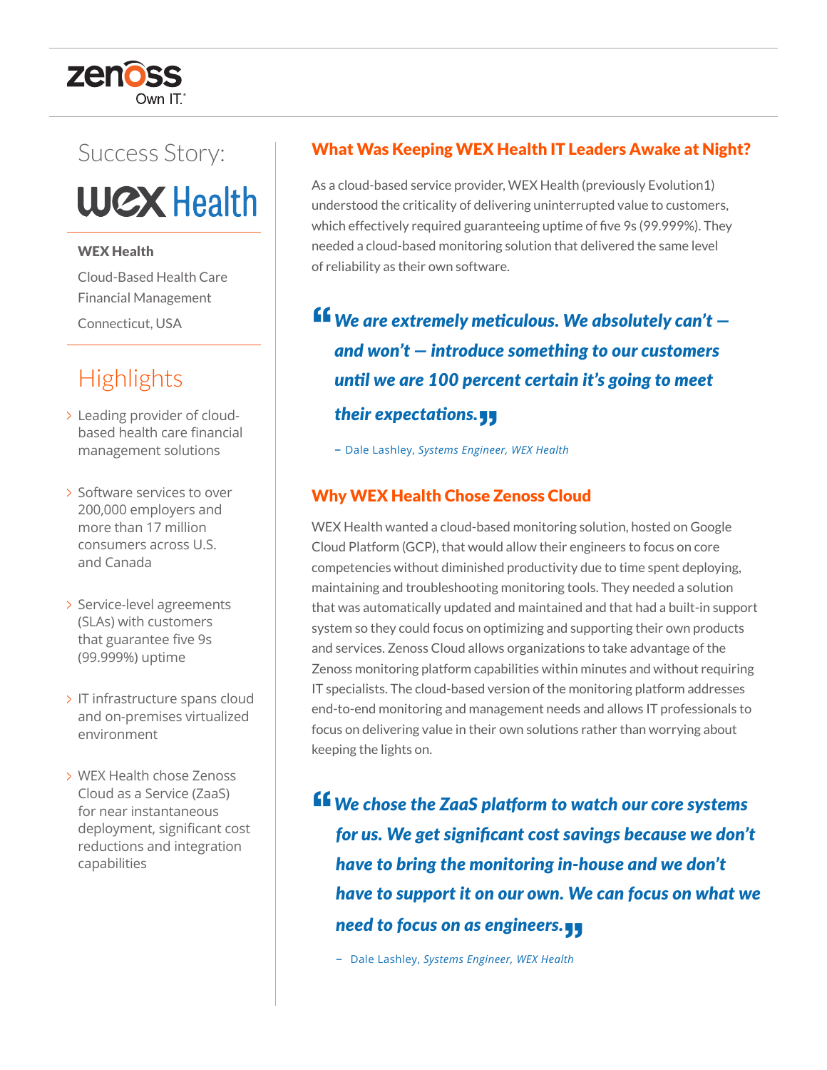zenoss
Own IT.

# Success Story: WEX Health

**WEX Health**

Cloud-Based Health Care Financial Management

Connecticut, USA

## Highlights

- Leading provider of cloud-based health care financial management solutions
- Software services to over 200,000 employers and more than 17 million consumers across U.S. and Canada
- Service-level agreements (SLAs) with customers that guarantee five 9s (99.999%) uptime
- IT infrastructure spans cloud and on-premises virtualized environment
- WEX Health chose Zenoss Cloud as a Service (ZaaS) for near instantaneous deployment, significant cost reductions and integration capabilities

## What Was Keeping WEX Health IT Leaders Awake at Night?

As a cloud-based service provider, WEX Health (previously Evolution1) understood the criticality of delivering uninterrupted value to customers, which effectively required guaranteeing uptime of five 9s (99.999%). They needed a cloud-based monitoring solution that delivered the same level of reliability as their own software.

> ***"We are extremely meticulous. We absolutely can't — and won't — introduce something to our customers until we are 100 percent certain it's going to meet their expectations."***
>
> – Dale Lashley, *Systems Engineer, WEX Health*

## Why WEX Health Chose Zenoss Cloud

WEX Health wanted a cloud-based monitoring solution, hosted on Google Cloud Platform (GCP), that would allow their engineers to focus on core competencies without diminished productivity due to time spent deploying, maintaining and troubleshooting monitoring tools. They needed a solution that was automatically updated and maintained and that had a built-in support system so they could focus on optimizing and supporting their own products and services. Zenoss Cloud allows organizations to take advantage of the Zenoss monitoring platform capabilities within minutes and without requiring IT specialists. The cloud-based version of the monitoring platform addresses end-to-end monitoring and management needs and allows IT professionals to focus on delivering value in their own solutions rather than worrying about keeping the lights on.

> ***"We chose the ZaaS platform to watch our core systems for us. We get significant cost savings because we don't have to bring the monitoring in-house and we don't have to support it on our own. We can focus on what we need to focus on as engineers."***
>
> – Dale Lashley, *Systems Engineer, WEX Health*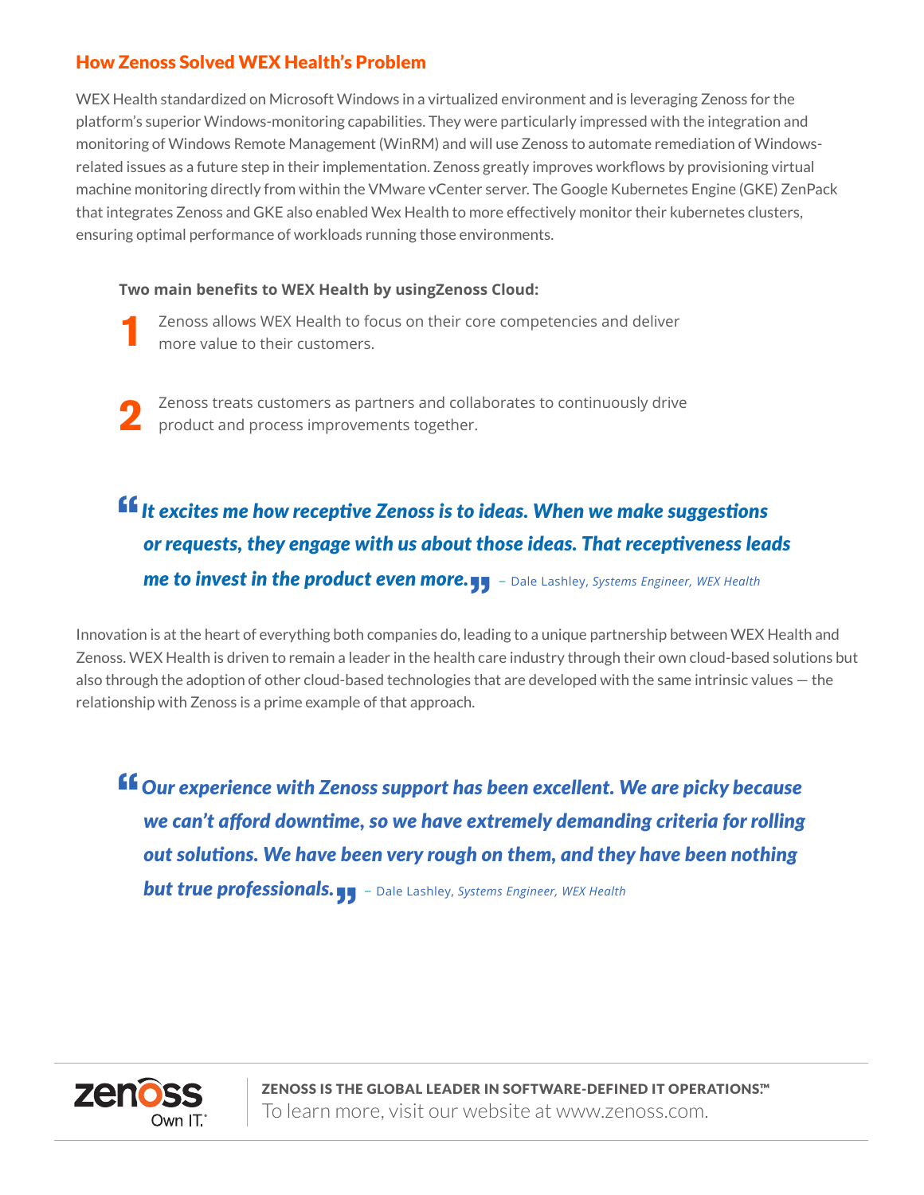## How Zenoss Solved WEX Health's Problem

WEX Health standardized on Microsoft Windows in a virtualized environment and is leveraging Zenoss for the platform's superior Windows-monitoring capabilities. They were particularly impressed with the integration and monitoring of Windows Remote Management (WinRM) and will use Zenoss to automate remediation of Windows-related issues as a future step in their implementation. Zenoss greatly improves workflows by provisioning virtual machine monitoring directly from within the VMware vCenter server. The Google Kubernetes Engine (GKE) ZenPack that integrates Zenoss and GKE also enabled Wex Health to more effectively monitor their kubernetes clusters, ensuring optimal performance of workloads running those environments.

**Two main benefits to WEX Health by usingZenoss Cloud:**

1. Zenoss allows WEX Health to focus on their core competencies and deliver more value to their customers.

2. Zenoss treats customers as partners and collaborates to continuously drive product and process improvements together.

> ***"It excites me how receptive Zenoss is to ideas. When we make suggestions or requests, they engage with us about those ideas. That receptiveness leads me to invest in the product even more."*** – Dale Lashley, *Systems Engineer, WEX Health*

Innovation is at the heart of everything both companies do, leading to a unique partnership between WEX Health and Zenoss. WEX Health is driven to remain a leader in the health care industry through their own cloud-based solutions but also through the adoption of other cloud-based technologies that are developed with the same intrinsic values — the relationship with Zenoss is a prime example of that approach.

> ***"Our experience with Zenoss support has been excellent. We are picky because we can't afford downtime, so we have extremely demanding criteria for rolling out solutions. We have been very rough on them, and they have been nothing but true professionals."*** – Dale Lashley, *Systems Engineer, WEX Health*

zenoss Own IT.

**ZENOSS IS THE GLOBAL LEADER IN SOFTWARE-DEFINED IT OPERATIONS.™**
To learn more, visit our website at www.zenoss.com.